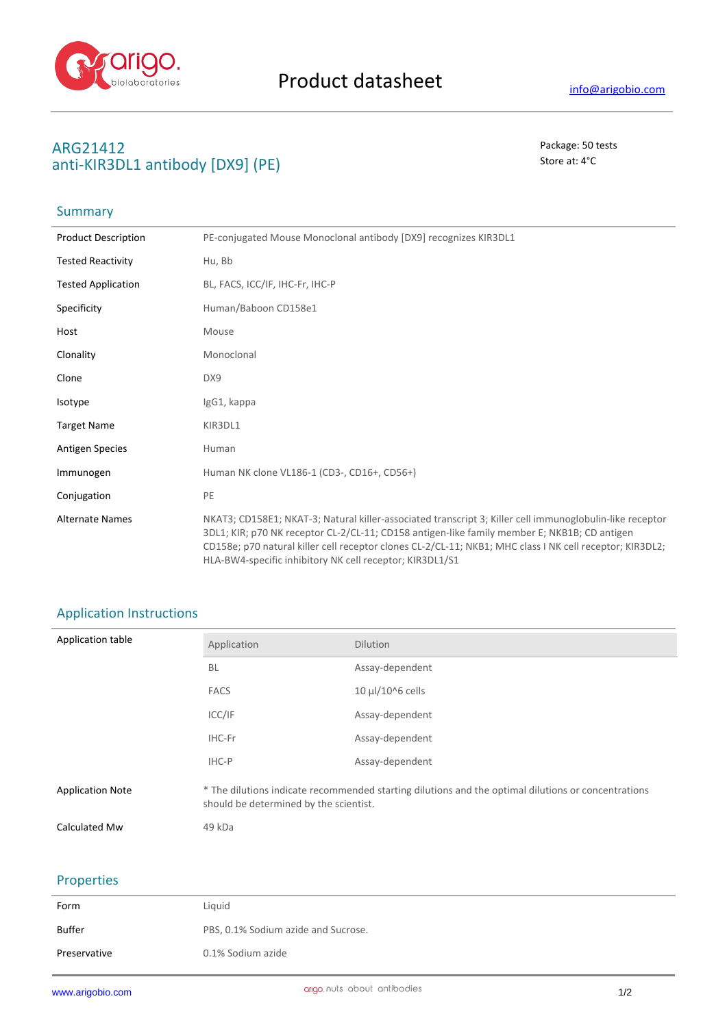# Product datasheet

info@arigobio.com

## ARG21412
## anti-KIR3DL1 antibody [DX9] (PE)

Package: 50 tests
Store at: 4°C

## Summary

| | |
|---|---|
| Product Description | PE-conjugated Mouse Monoclonal antibody [DX9] recognizes KIR3DL1 |
| Tested Reactivity | Hu, Bb |
| Tested Application | BL, FACS, ICC/IF, IHC-Fr, IHC-P |
| Specificity | Human/Baboon CD158e1 |
| Host | Mouse |
| Clonality | Monoclonal |
| Clone | DX9 |
| Isotype | IgG1, kappa |
| Target Name | KIR3DL1 |
| Antigen Species | Human |
| Immunogen | Human NK clone VL186-1 (CD3-, CD16+, CD56+) |
| Conjugation | PE |
| Alternate Names | NKAT3; CD158E1; NKAT-3; Natural killer-associated transcript 3; Killer cell immunoglobulin-like receptor 3DL1; KIR; p70 NK receptor CL-2/CL-11; CD158 antigen-like family member E; NKB1B; CD antigen CD158e; p70 natural killer cell receptor clones CL-2/CL-11; NKB1; MHC class I NK cell receptor; KIR3DL2; HLA-BW4-specific inhibitory NK cell receptor; KIR3DL1/S1 |

## Application Instructions

Application table

| Application | Dilution |
|---|---|
| BL | Assay-dependent |
| FACS | 10 µl/10^6 cells |
| ICC/IF | Assay-dependent |
| IHC-Fr | Assay-dependent |
| IHC-P | Assay-dependent |

| | |
|---|---|
| Application Note | * The dilutions indicate recommended starting dilutions and the optimal dilutions or concentrations should be determined by the scientist. |
| Calculated Mw | 49 kDa |

## Properties

| | |
|---|---|
| Form | Liquid |
| Buffer | PBS, 0.1% Sodium azide and Sucrose. |
| Preservative | 0.1% Sodium azide |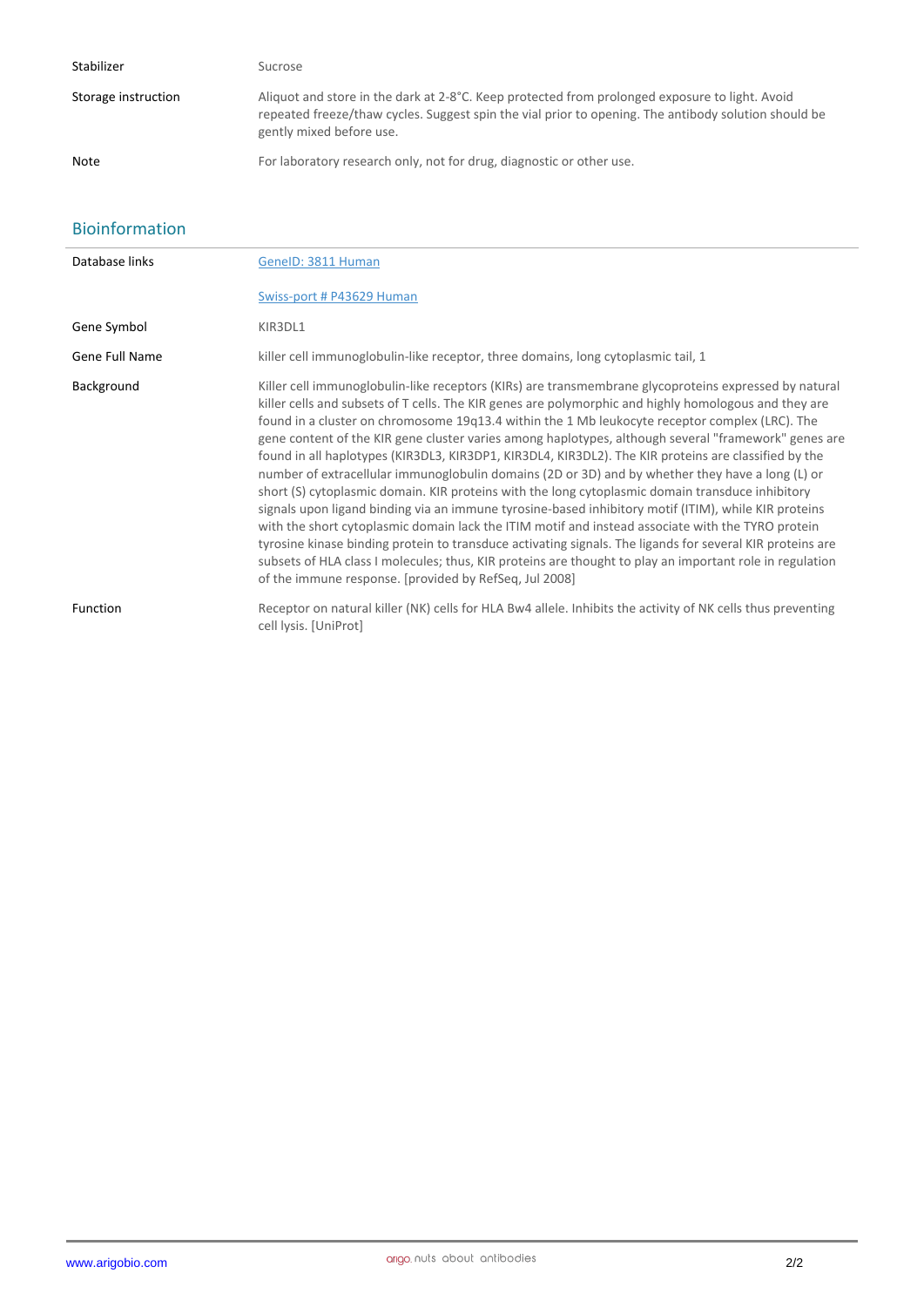| | |
|---|---|
| Stabilizer | Sucrose |
| Storage instruction | Aliquot and store in the dark at 2-8°C. Keep protected from prolonged exposure to light. Avoid repeated freeze/thaw cycles. Suggest spin the vial prior to opening. The antibody solution should be gently mixed before use. |
| Note | For laboratory research only, not for drug, diagnostic or other use. |

## Bioinformation

| | |
|---|---|
| Database links | GeneID: 3811 Human<br>Swiss-port # P43629 Human |
| Gene Symbol | KIR3DL1 |
| Gene Full Name | killer cell immunoglobulin-like receptor, three domains, long cytoplasmic tail, 1 |
| Background | Killer cell immunoglobulin-like receptors (KIRs) are transmembrane glycoproteins expressed by natural killer cells and subsets of T cells. The KIR genes are polymorphic and highly homologous and they are found in a cluster on chromosome 19q13.4 within the 1 Mb leukocyte receptor complex (LRC). The gene content of the KIR gene cluster varies among haplotypes, although several "framework" genes are found in all haplotypes (KIR3DL3, KIR3DP1, KIR3DL4, KIR3DL2). The KIR proteins are classified by the number of extracellular immunoglobulin domains (2D or 3D) and by whether they have a long (L) or short (S) cytoplasmic domain. KIR proteins with the long cytoplasmic domain transduce inhibitory signals upon ligand binding via an immune tyrosine-based inhibitory motif (ITIM), while KIR proteins with the short cytoplasmic domain lack the ITIM motif and instead associate with the TYRO protein tyrosine kinase binding protein to transduce activating signals. The ligands for several KIR proteins are subsets of HLA class I molecules; thus, KIR proteins are thought to play an important role in regulation of the immune response. [provided by RefSeq, Jul 2008] |
| Function | Receptor on natural killer (NK) cells for HLA Bw4 allele. Inhibits the activity of NK cells thus preventing cell lysis. [UniProt] |